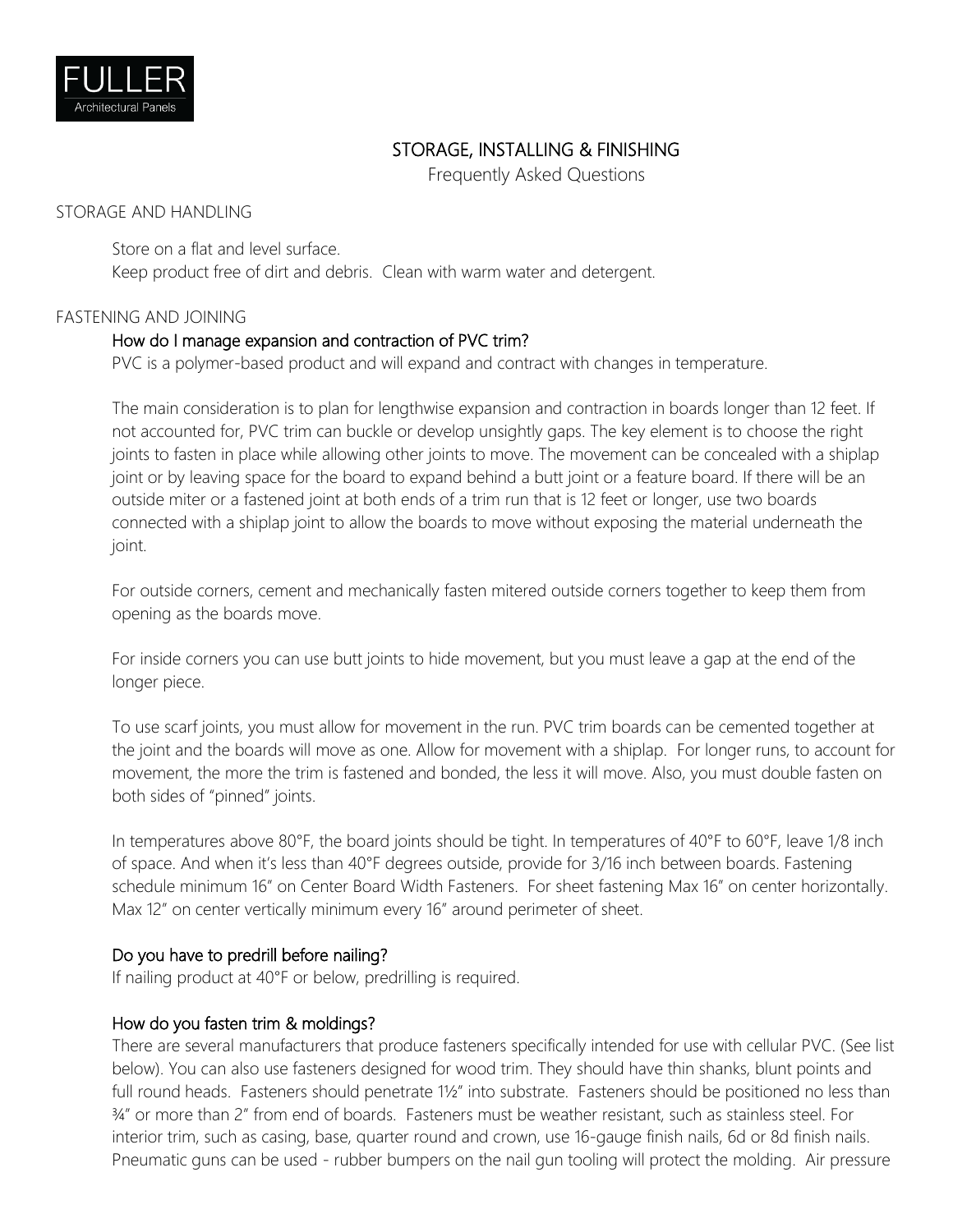FULLER
Architectural Panels

# STORAGE, INSTALLING & FINISHING

Frequently Asked Questions

## STORAGE AND HANDLING

Store on a flat and level surface.
Keep product free of dirt and debris. Clean with warm water and detergent.

## FASTENING AND JOINING

### How do I manage expansion and contraction of PVC trim?

PVC is a polymer-based product and will expand and contract with changes in temperature.

The main consideration is to plan for lengthwise expansion and contraction in boards longer than 12 feet. If not accounted for, PVC trim can buckle or develop unsightly gaps. The key element is to choose the right joints to fasten in place while allowing other joints to move. The movement can be concealed with a shiplap joint or by leaving space for the board to expand behind a butt joint or a feature board. If there will be an outside miter or a fastened joint at both ends of a trim run that is 12 feet or longer, use two boards connected with a shiplap joint to allow the boards to move without exposing the material underneath the joint.

For outside corners, cement and mechanically fasten mitered outside corners together to keep them from opening as the boards move.

For inside corners you can use butt joints to hide movement, but you must leave a gap at the end of the longer piece.

To use scarf joints, you must allow for movement in the run. PVC trim boards can be cemented together at the joint and the boards will move as one. Allow for movement with a shiplap. For longer runs, to account for movement, the more the trim is fastened and bonded, the less it will move. Also, you must double fasten on both sides of "pinned" joints.

In temperatures above 80°F, the board joints should be tight. In temperatures of 40°F to 60°F, leave 1/8 inch of space. And when it's less than 40°F degrees outside, provide for 3/16 inch between boards. Fastening schedule minimum 16" on Center Board Width Fasteners. For sheet fastening Max 16" on center horizontally. Max 12" on center vertically minimum every 16" around perimeter of sheet.

### Do you have to predrill before nailing?

If nailing product at 40°F or below, predrilling is required.

### How do you fasten trim & moldings?

There are several manufacturers that produce fasteners specifically intended for use with cellular PVC. (See list below). You can also use fasteners designed for wood trim. They should have thin shanks, blunt points and full round heads. Fasteners should penetrate 1½" into substrate. Fasteners should be positioned no less than ¾" or more than 2" from end of boards. Fasteners must be weather resistant, such as stainless steel. For interior trim, such as casing, base, quarter round and crown, use 16-gauge finish nails, 6d or 8d finish nails. Pneumatic guns can be used - rubber bumpers on the nail gun tooling will protect the molding. Air pressure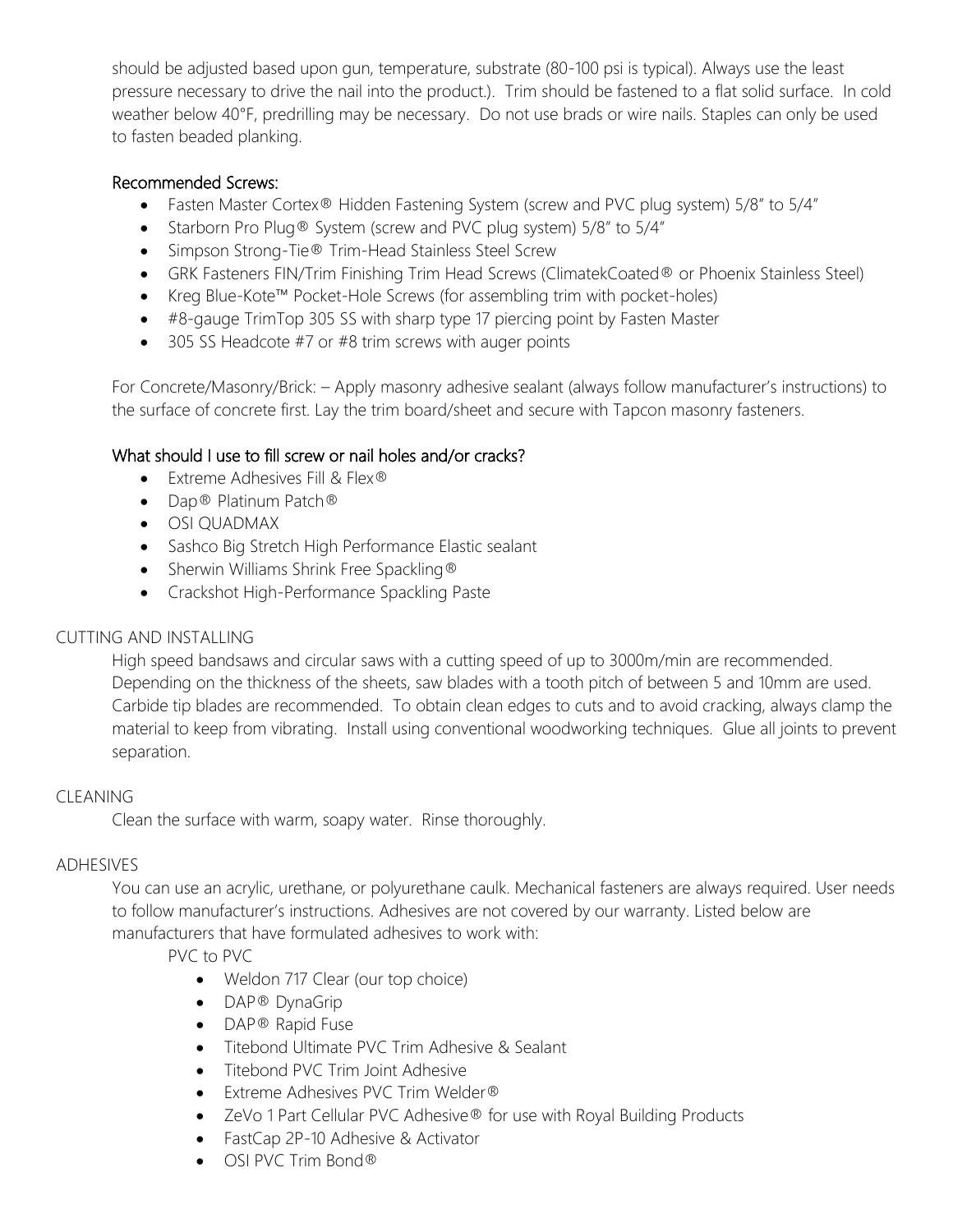should be adjusted based upon gun, temperature, substrate (80-100 psi is typical). Always use the least pressure necessary to drive the nail into the product.). Trim should be fastened to a flat solid surface. In cold weather below 40°F, predrilling may be necessary. Do not use brads or wire nails. Staples can only be used to fasten beaded planking.

### Recommended Screws:

- Fasten Master Cortex® Hidden Fastening System (screw and PVC plug system) 5/8" to 5/4"
- Starborn Pro Plug® System (screw and PVC plug system) 5/8" to 5/4"
- Simpson Strong-Tie® Trim-Head Stainless Steel Screw
- GRK Fasteners FIN/Trim Finishing Trim Head Screws (ClimatekCoated® or Phoenix Stainless Steel)
- Kreg Blue-Kote™ Pocket-Hole Screws (for assembling trim with pocket-holes)
- #8-gauge TrimTop 305 SS with sharp type 17 piercing point by Fasten Master
- 305 SS Headcote #7 or #8 trim screws with auger points

For Concrete/Masonry/Brick: – Apply masonry adhesive sealant (always follow manufacturer's instructions) to the surface of concrete first. Lay the trim board/sheet and secure with Tapcon masonry fasteners.

### What should I use to fill screw or nail holes and/or cracks?

- Extreme Adhesives Fill & Flex®
- Dap® Platinum Patch®
- OSI QUADMAX
- Sashco Big Stretch High Performance Elastic sealant
- Sherwin Williams Shrink Free Spackling®
- Crackshot High-Performance Spackling Paste

## CUTTING AND INSTALLING

High speed bandsaws and circular saws with a cutting speed of up to 3000m/min are recommended. Depending on the thickness of the sheets, saw blades with a tooth pitch of between 5 and 10mm are used. Carbide tip blades are recommended. To obtain clean edges to cuts and to avoid cracking, always clamp the material to keep from vibrating. Install using conventional woodworking techniques. Glue all joints to prevent separation.

## CLEANING

Clean the surface with warm, soapy water. Rinse thoroughly.

## ADHESIVES

You can use an acrylic, urethane, or polyurethane caulk. Mechanical fasteners are always required. User needs to follow manufacturer's instructions. Adhesives are not covered by our warranty. Listed below are manufacturers that have formulated adhesives to work with:

PVC to PVC

- Weldon 717 Clear (our top choice)
- DAP® DynaGrip
- DAP® Rapid Fuse
- Titebond Ultimate PVC Trim Adhesive & Sealant
- Titebond PVC Trim Joint Adhesive
- Extreme Adhesives PVC Trim Welder®
- ZeVo 1 Part Cellular PVC Adhesive® for use with Royal Building Products
- FastCap 2P-10 Adhesive & Activator
- OSI PVC Trim Bond®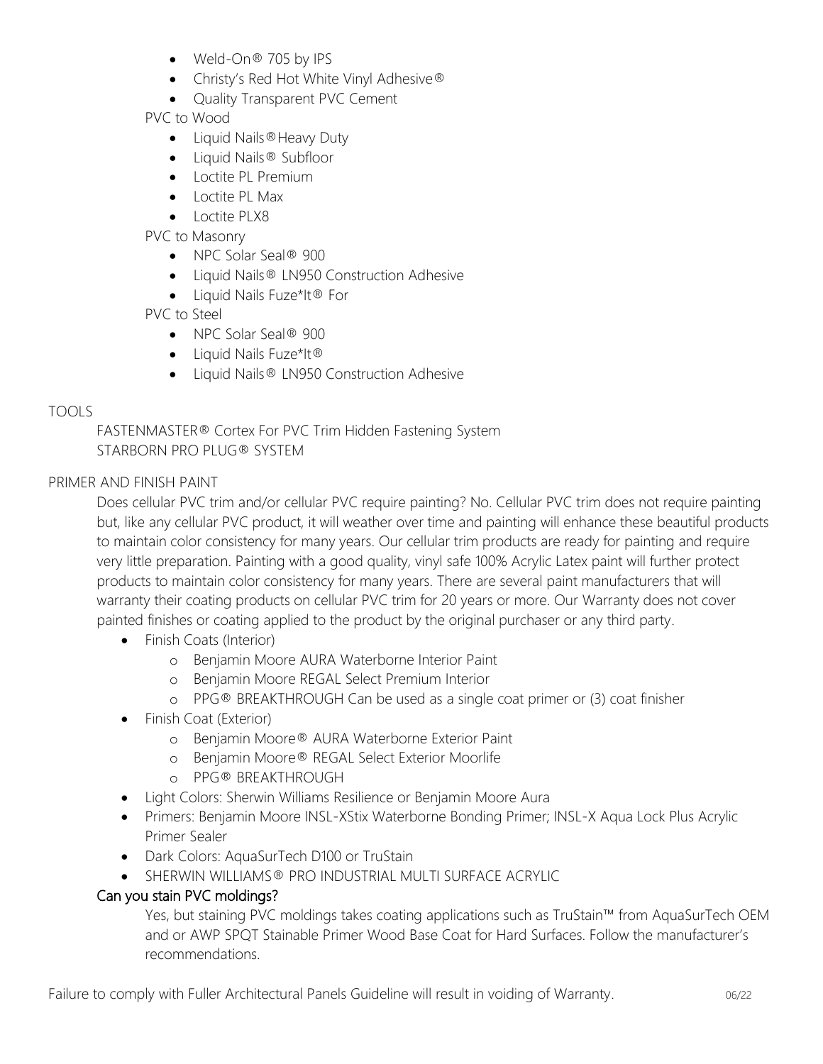- Weld-On® 705 by IPS
- Christy's Red Hot White Vinyl Adhesive®
- Quality Transparent PVC Cement

PVC to Wood

- Liquid Nails®Heavy Duty
- Liquid Nails® Subfloor
- Loctite PL Premium
- Loctite PL Max
- Loctite PLX8

PVC to Masonry

- NPC Solar Seal® 900
- Liquid Nails® LN950 Construction Adhesive
- Liquid Nails Fuze*It® For

PVC to Steel

- NPC Solar Seal® 900
- Liquid Nails Fuze*It®
- Liquid Nails® LN950 Construction Adhesive

TOOLS

FASTENMASTER® Cortex For PVC Trim Hidden Fastening System
STARBORN PRO PLUG® SYSTEM

PRIMER AND FINISH PAINT

Does cellular PVC trim and/or cellular PVC require painting? No. Cellular PVC trim does not require painting but, like any cellular PVC product, it will weather over time and painting will enhance these beautiful products to maintain color consistency for many years. Our cellular trim products are ready for painting and require very little preparation. Painting with a good quality, vinyl safe 100% Acrylic Latex paint will further protect products to maintain color consistency for many years. There are several paint manufacturers that will warranty their coating products on cellular PVC trim for 20 years or more. Our Warranty does not cover painted finishes or coating applied to the product by the original purchaser or any third party.

- Finish Coats (Interior)
  - Benjamin Moore AURA Waterborne Interior Paint
  - Benjamin Moore REGAL Select Premium Interior
  - PPG® BREAKTHROUGH Can be used as a single coat primer or (3) coat finisher
- Finish Coat (Exterior)
  - Benjamin Moore® AURA Waterborne Exterior Paint
  - Benjamin Moore® REGAL Select Exterior Moorlife
  - PPG® BREAKTHROUGH
- Light Colors: Sherwin Williams Resilience or Benjamin Moore Aura
- Primers: Benjamin Moore INSL-XStix Waterborne Bonding Primer; INSL-X Aqua Lock Plus Acrylic Primer Sealer
- Dark Colors: AquaSurTech D100 or TruStain
- SHERWIN WILLIAMS® PRO INDUSTRIAL MULTI SURFACE ACRYLIC

Can you stain PVC moldings?

Yes, but staining PVC moldings takes coating applications such as TruStain™ from AquaSurTech OEM and or AWP SPQT Stainable Primer Wood Base Coat for Hard Surfaces. Follow the manufacturer's recommendations.

Failure to comply with Fuller Architectural Panels Guideline will result in voiding of Warranty. 06/22